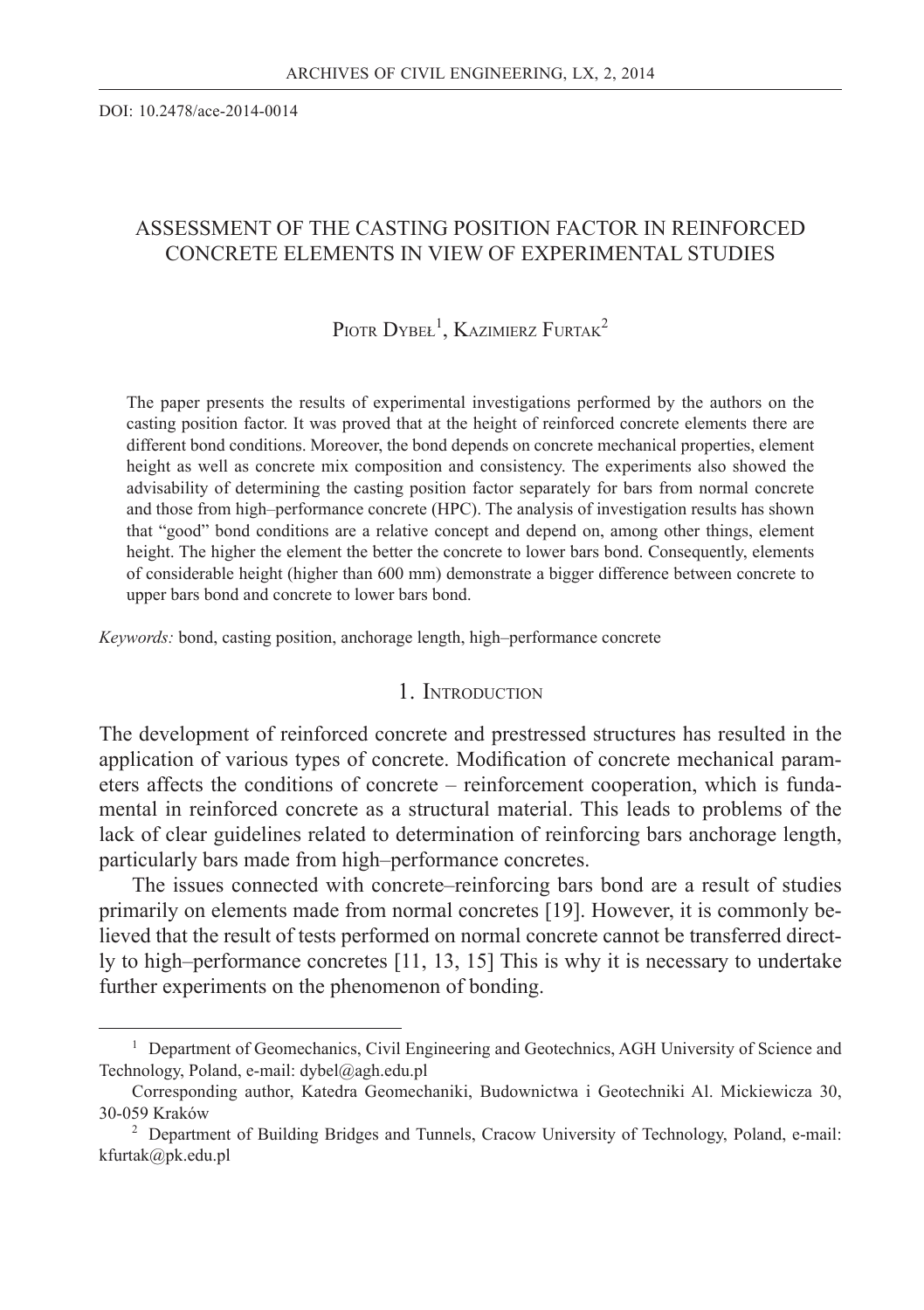DOI: 10.2478/ace-2014-0014

# ASSESSMENT OF THE CASTING POSITION FACTOR IN REINFORCED CONCRETE ELEMENTS IN VIEW OF EXPERIMENTAL STUDIES

Piotr Dybeł[1], Kazimierz Furtak[2]

The paper presents the results of experimental investigations performed by the authors on the casting position factor. It was proved that at the height of reinforced concrete elements there are different bond conditions. Moreover, the bond depends on concrete mechanical properties, element height as well as concrete mix composition and consistency. The experiments also showed the advisability of determining the casting position factor separately for bars from normal concrete and those from high–performance concrete (HPC). The analysis of investigation results has shown that "good" bond conditions are a relative concept and depend on, among other things, element height. The higher the element the better the concrete to lower bars bond. Consequently, elements of considerable height (higher than 600 mm) demonstrate a bigger difference between concrete to upper bars bond and concrete to lower bars bond.

*Keywords:* bond, casting position, anchorage length, high–performance concrete

## 1. Introduction

The development of reinforced concrete and prestressed structures has resulted in the application of various types of concrete. Modification of concrete mechanical parameters affects the conditions of concrete – reinforcement cooperation, which is fundamental in reinforced concrete as a structural material. This leads to problems of the lack of clear guidelines related to determination of reinforcing bars anchorage length, particularly bars made from high–performance concretes.

The issues connected with concrete–reinforcing bars bond are a result of studies primarily on elements made from normal concretes [19]. However, it is commonly believed that the result of tests performed on normal concrete cannot be transferred directly to high–performance concretes [11, 13, 15] This is why it is necessary to undertake further experiments on the phenomenon of bonding.

---

[1] Department of Geomechanics, Civil Engineering and Geotechnics, AGH University of Science and Technology, Poland, e-mail: dybel@agh.edu.pl

Corresponding author, Katedra Geomechaniki, Budownictwa i Geotechniki Al. Mickiewicza 30, 30-059 Kraków

[2] Department of Building Bridges and Tunnels, Cracow University of Technology, Poland, e-mail: kfurtak@pk.edu.pl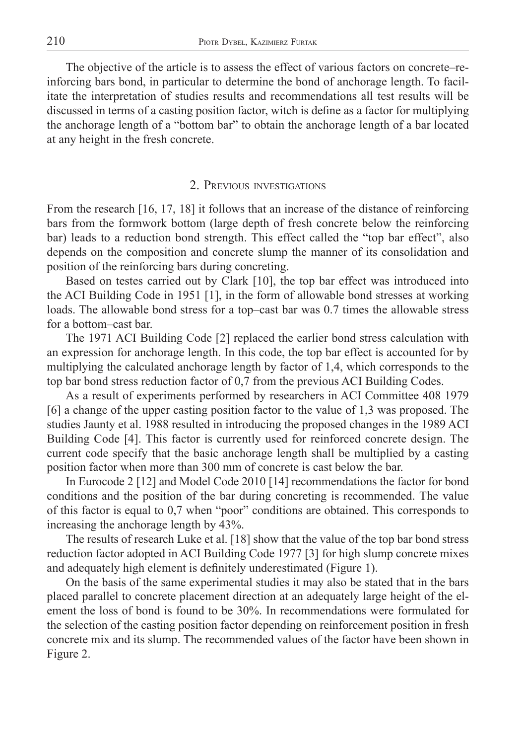The objective of the article is to assess the effect of various factors on concrete–reinforcing bars bond, in particular to determine the bond of anchorage length. To facilitate the interpretation of studies results and recommendations all test results will be discussed in terms of a casting position factor, witch is define as a factor for multiplying the anchorage length of a "bottom bar" to obtain the anchorage length of a bar located at any height in the fresh concrete.

## 2. Previous investigations

From the research [16, 17, 18] it follows that an increase of the distance of reinforcing bars from the formwork bottom (large depth of fresh concrete below the reinforcing bar) leads to a reduction bond strength. This effect called the "top bar effect", also depends on the composition and concrete slump the manner of its consolidation and position of the reinforcing bars during concreting.

Based on testes carried out by Clark [10], the top bar effect was introduced into the ACI Building Code in 1951 [1], in the form of allowable bond stresses at working loads. The allowable bond stress for a top–cast bar was 0.7 times the allowable stress for a bottom–cast bar.

The 1971 ACI Building Code [2] replaced the earlier bond stress calculation with an expression for anchorage length. In this code, the top bar effect is accounted for by multiplying the calculated anchorage length by factor of 1,4, which corresponds to the top bar bond stress reduction factor of 0,7 from the previous ACI Building Codes.

As a result of experiments performed by researchers in ACI Committee 408 1979 [6] a change of the upper casting position factor to the value of 1,3 was proposed. The studies Jaunty et al. 1988 resulted in introducing the proposed changes in the 1989 ACI Building Code [4]. This factor is currently used for reinforced concrete design. The current code specify that the basic anchorage length shall be multiplied by a casting position factor when more than 300 mm of concrete is cast below the bar.

In Eurocode 2 [12] and Model Code 2010 [14] recommendations the factor for bond conditions and the position of the bar during concreting is recommended. The value of this factor is equal to 0,7 when "poor" conditions are obtained. This corresponds to increasing the anchorage length by 43%.

The results of research Luke et al. [18] show that the value of the top bar bond stress reduction factor adopted in ACI Building Code 1977 [3] for high slump concrete mixes and adequately high element is definitely underestimated (Figure 1).

On the basis of the same experimental studies it may also be stated that in the bars placed parallel to concrete placement direction at an adequately large height of the element the loss of bond is found to be 30%. In recommendations were formulated for the selection of the casting position factor depending on reinforcement position in fresh concrete mix and its slump. The recommended values of the factor have been shown in Figure 2.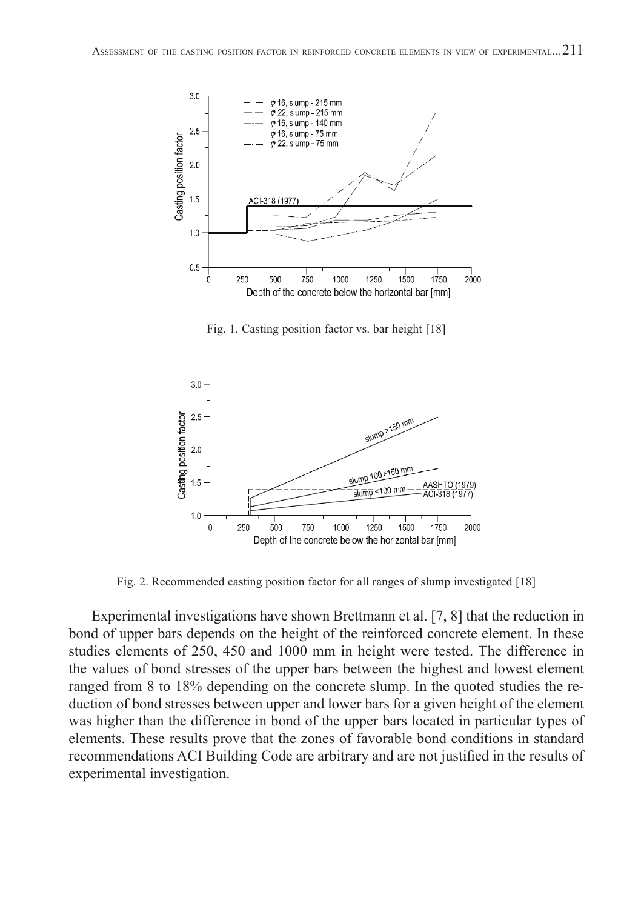Fig. 1. Casting position factor vs. bar height [18]

Fig. 2. Recommended casting position factor for all ranges of slump investigated [18]

Experimental investigations have shown Brettmann et al. [7, 8] that the reduction in bond of upper bars depends on the height of the reinforced concrete element. In these studies elements of 250, 450 and 1000 mm in height were tested. The difference in the values of bond stresses of the upper bars between the highest and lowest element ranged from 8 to 18% depending on the concrete slump. In the quoted studies the reduction of bond stresses between upper and lower bars for a given height of the element was higher than the difference in bond of the upper bars located in particular types of elements. These results prove that the zones of favorable bond conditions in standard recommendations ACI Building Code are arbitrary and are not justified in the results of experimental investigation.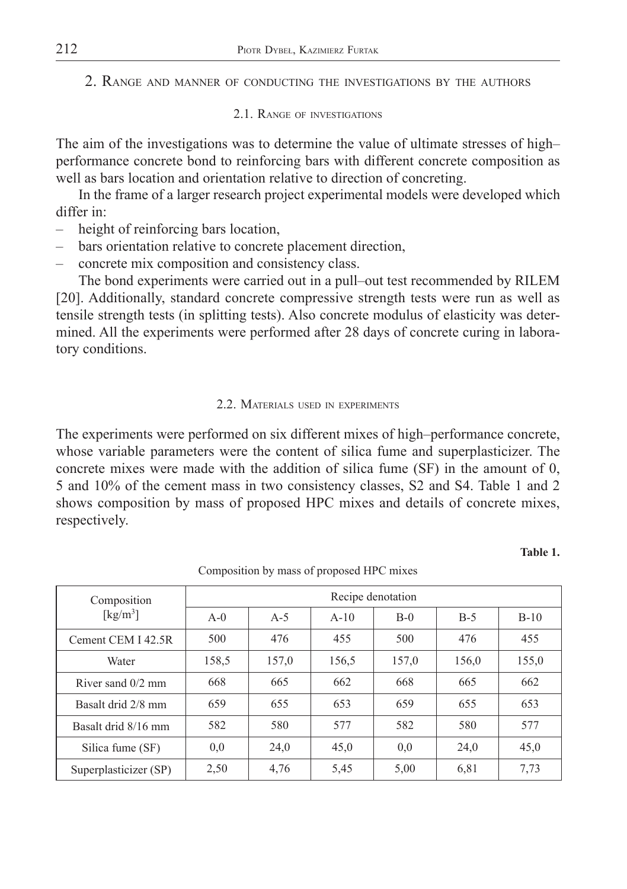## 2. Range and manner of conducting the investigations by the authors

### 2.1. Range of investigations

The aim of the investigations was to determine the value of ultimate stresses of high–performance concrete bond to reinforcing bars with different concrete composition as well as bars location and orientation relative to direction of concreting.

In the frame of a larger research project experimental models were developed which differ in:

- height of reinforcing bars location,
- bars orientation relative to concrete placement direction,
- concrete mix composition and consistency class.

The bond experiments were carried out in a pull–out test recommended by RILEM [20]. Additionally, standard concrete compressive strength tests were run as well as tensile strength tests (in splitting tests). Also concrete modulus of elasticity was determined. All the experiments were performed after 28 days of concrete curing in laboratory conditions.

### 2.2. Materials used in experiments

The experiments were performed on six different mixes of high–performance concrete, whose variable parameters were the content of silica fume and superplasticizer. The concrete mixes were made with the addition of silica fume (SF) in the amount of 0, 5 and 10% of the cement mass in two consistency classes, S2 and S4. Table 1 and 2 shows composition by mass of proposed HPC mixes and details of concrete mixes, respectively.

**Table 1.**

Composition by mass of proposed HPC mixes

| Composition [kg/m$^3$] | Recipe denotation | | | | | |
|---|---|---|---|---|---|---|
| | A-0 | A-5 | A-10 | B-0 | B-5 | B-10 |
| Cement CEM I 42.5R | 500 | 476 | 455 | 500 | 476 | 455 |
| Water | 158,5 | 157,0 | 156,5 | 157,0 | 156,0 | 155,0 |
| River sand 0/2 mm | 668 | 665 | 662 | 668 | 665 | 662 |
| Basalt drid 2/8 mm | 659 | 655 | 653 | 659 | 655 | 653 |
| Basalt drid 8/16 mm | 582 | 580 | 577 | 582 | 580 | 577 |
| Silica fume (SF) | 0,0 | 24,0 | 45,0 | 0,0 | 24,0 | 45,0 |
| Superplasticizer (SP) | 2,50 | 4,76 | 5,45 | 5,00 | 6,81 | 7,73 |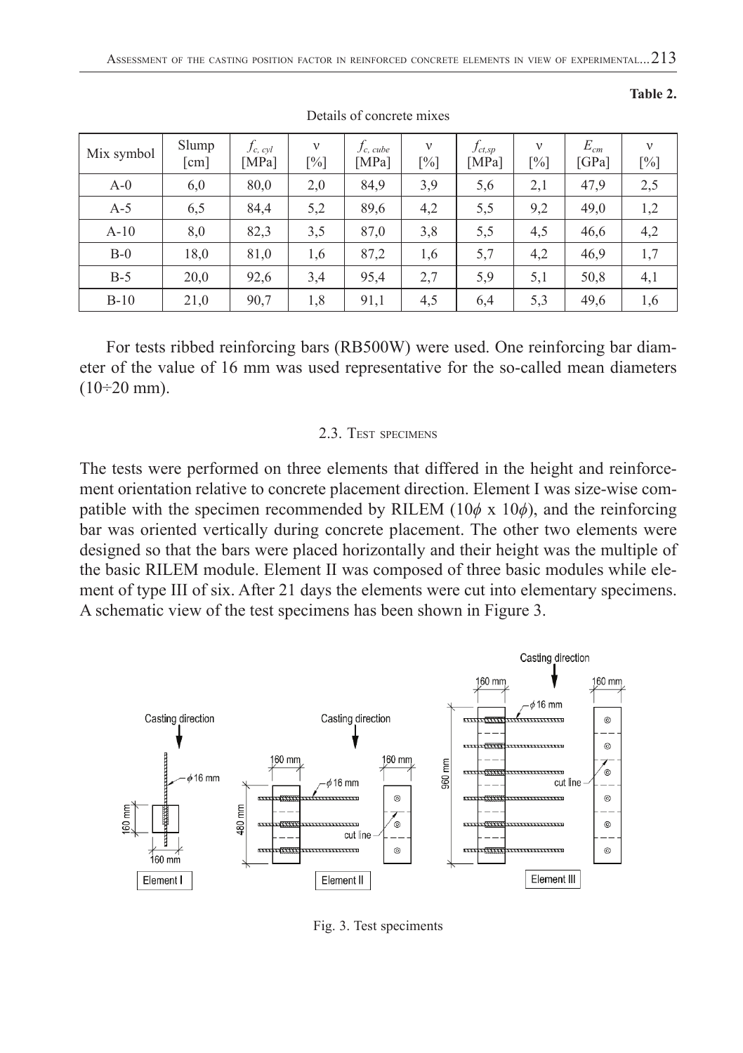**Table 2.**

Details of concrete mixes

| Mix symbol | Slump [cm] | $f_{c,\,cyl}$ [MPa] | ν [%] | $f_{c,\,cube}$ [MPa] | ν [%] | $f_{ct,sp}$ [MPa] | ν [%] | $E_{cm}$ [GPa] | ν [%] |
|---|---|---|---|---|---|---|---|---|---|
| A-0 | 6,0 | 80,0 | 2,0 | 84,9 | 3,9 | 5,6 | 2,1 | 47,9 | 2,5 |
| A-5 | 6,5 | 84,4 | 5,2 | 89,6 | 4,2 | 5,5 | 9,2 | 49,0 | 1,2 |
| A-10 | 8,0 | 82,3 | 3,5 | 87,0 | 3,8 | 5,5 | 4,5 | 46,6 | 4,2 |
| B-0 | 18,0 | 81,0 | 1,6 | 87,2 | 1,6 | 5,7 | 4,2 | 46,9 | 1,7 |
| B-5 | 20,0 | 92,6 | 3,4 | 95,4 | 2,7 | 5,9 | 5,1 | 50,8 | 4,1 |
| B-10 | 21,0 | 90,7 | 1,8 | 91,1 | 4,5 | 6,4 | 5,3 | 49,6 | 1,6 |

For tests ribbed reinforcing bars (RB500W) were used. One reinforcing bar diameter of the value of 16 mm was used representative for the so-called mean diameters (10÷20 mm).

### 2.3. Test specimens

The tests were performed on three elements that differed in the height and reinforcement orientation relative to concrete placement direction. Element I was size-wise compatible with the specimen recommended by RILEM ($10\phi$ x $10\phi$), and the reinforcing bar was oriented vertically during concrete placement. The other two elements were designed so that the bars were placed horizontally and their height was the multiple of the basic RILEM module. Element II was composed of three basic modules while element of type III of six. After 21 days the elements were cut into elementary specimens. A schematic view of the test specimens has been shown in Figure 3.

Fig. 3. Test speciments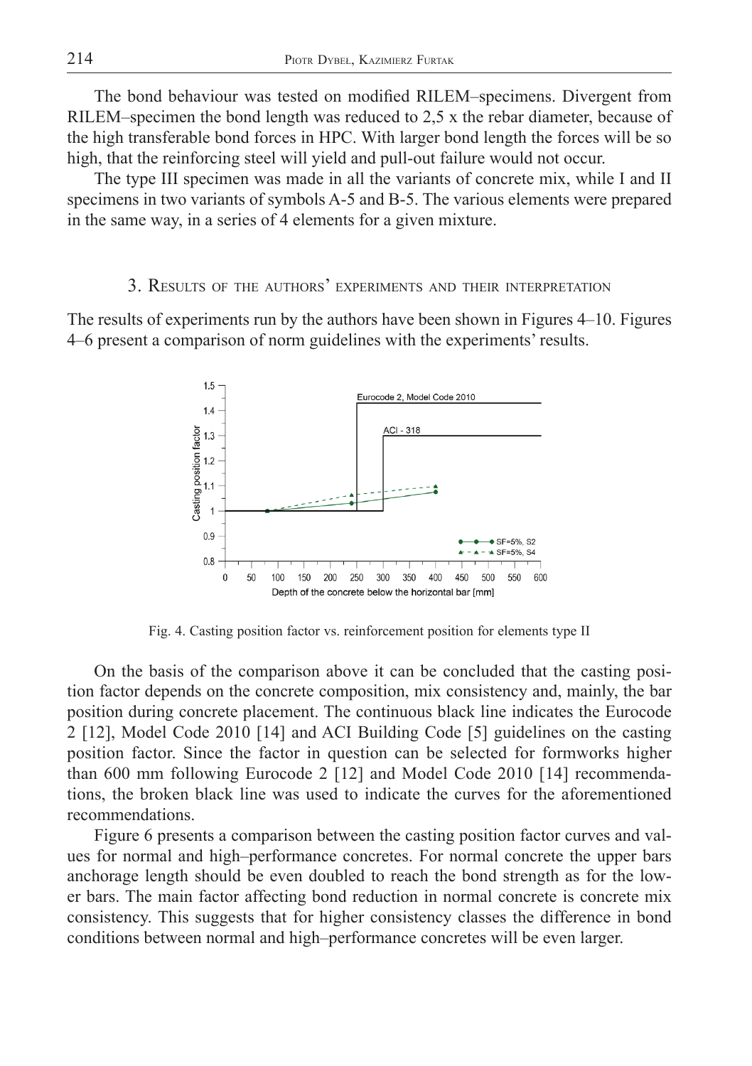The bond behaviour was tested on modified RILEM–specimens. Divergent from RILEM–specimen the bond length was reduced to 2,5 x the rebar diameter, because of the high transferable bond forces in HPC. With larger bond length the forces will be so high, that the reinforcing steel will yield and pull-out failure would not occur.

The type III specimen was made in all the variants of concrete mix, while I and II specimens in two variants of symbols A-5 and B-5. The various elements were prepared in the same way, in a series of 4 elements for a given mixture.

## 3. Results of the authors' experiments and their interpretation

The results of experiments run by the authors have been shown in Figures 4–10. Figures 4–6 present a comparison of norm guidelines with the experiments' results.

Fig. 4. Casting position factor vs. reinforcement position for elements type II

On the basis of the comparison above it can be concluded that the casting position factor depends on the concrete composition, mix consistency and, mainly, the bar position during concrete placement. The continuous black line indicates the Eurocode 2 [12], Model Code 2010 [14] and ACI Building Code [5] guidelines on the casting position factor. Since the factor in question can be selected for formworks higher than 600 mm following Eurocode 2 [12] and Model Code 2010 [14] recommendations, the broken black line was used to indicate the curves for the aforementioned recommendations.

Figure 6 presents a comparison between the casting position factor curves and values for normal and high–performance concretes. For normal concrete the upper bars anchorage length should be even doubled to reach the bond strength as for the lower bars. The main factor affecting bond reduction in normal concrete is concrete mix consistency. This suggests that for higher consistency classes the difference in bond conditions between normal and high–performance concretes will be even larger.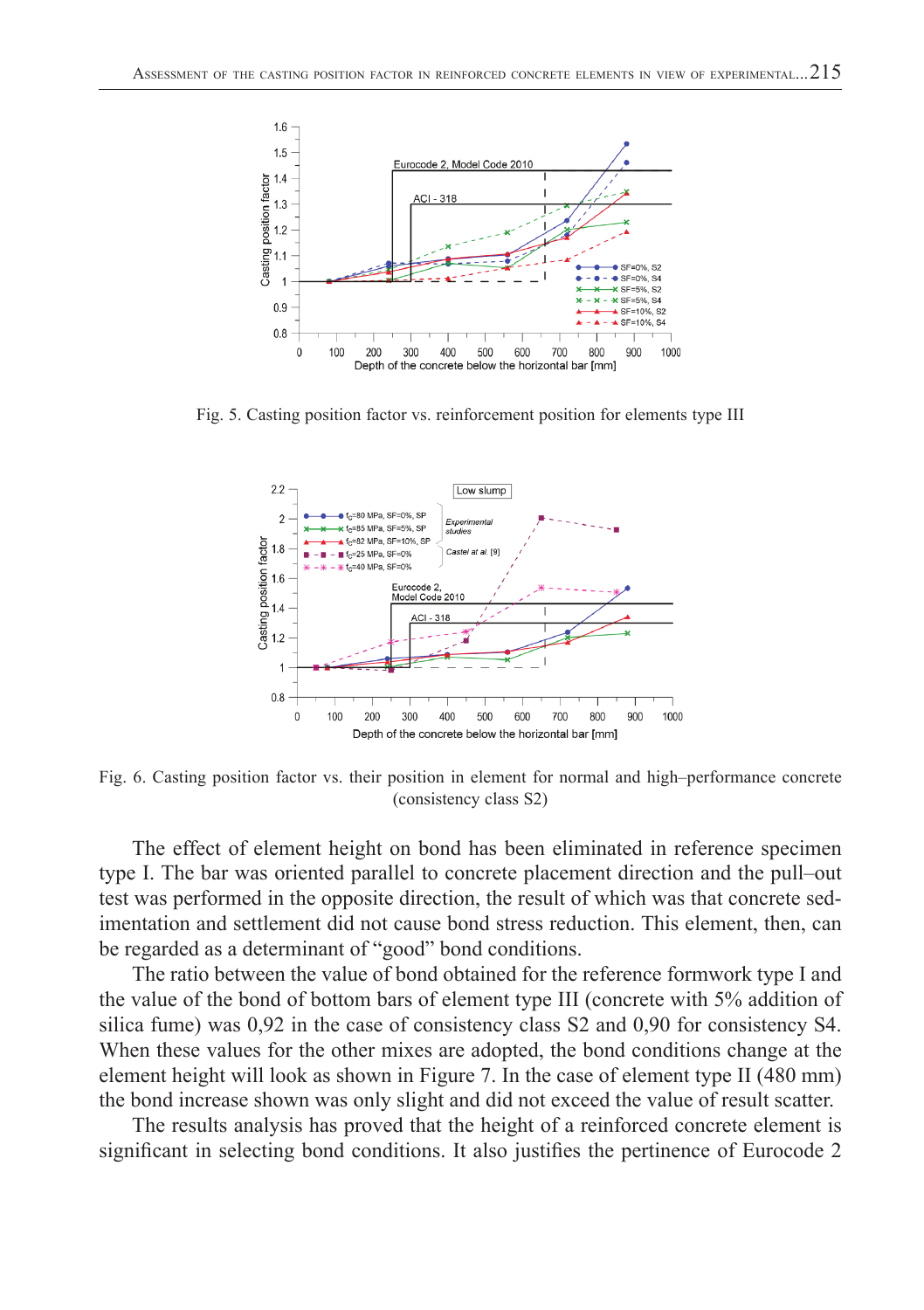Fig. 5. Casting position factor vs. reinforcement position for elements type III

Fig. 6. Casting position factor vs. their position in element for normal and high–performance concrete (consistency class S2)

The effect of element height on bond has been eliminated in reference specimen type I. The bar was oriented parallel to concrete placement direction and the pull–out test was performed in the opposite direction, the result of which was that concrete sedimentation and settlement did not cause bond stress reduction. This element, then, can be regarded as a determinant of "good" bond conditions.

The ratio between the value of bond obtained for the reference formwork type I and the value of the bond of bottom bars of element type III (concrete with 5% addition of silica fume) was 0,92 in the case of consistency class S2 and 0,90 for consistency S4. When these values for the other mixes are adopted, the bond conditions change at the element height will look as shown in Figure 7. In the case of element type II (480 mm) the bond increase shown was only slight and did not exceed the value of result scatter.

The results analysis has proved that the height of a reinforced concrete element is significant in selecting bond conditions. It also justifies the pertinence of Eurocode 2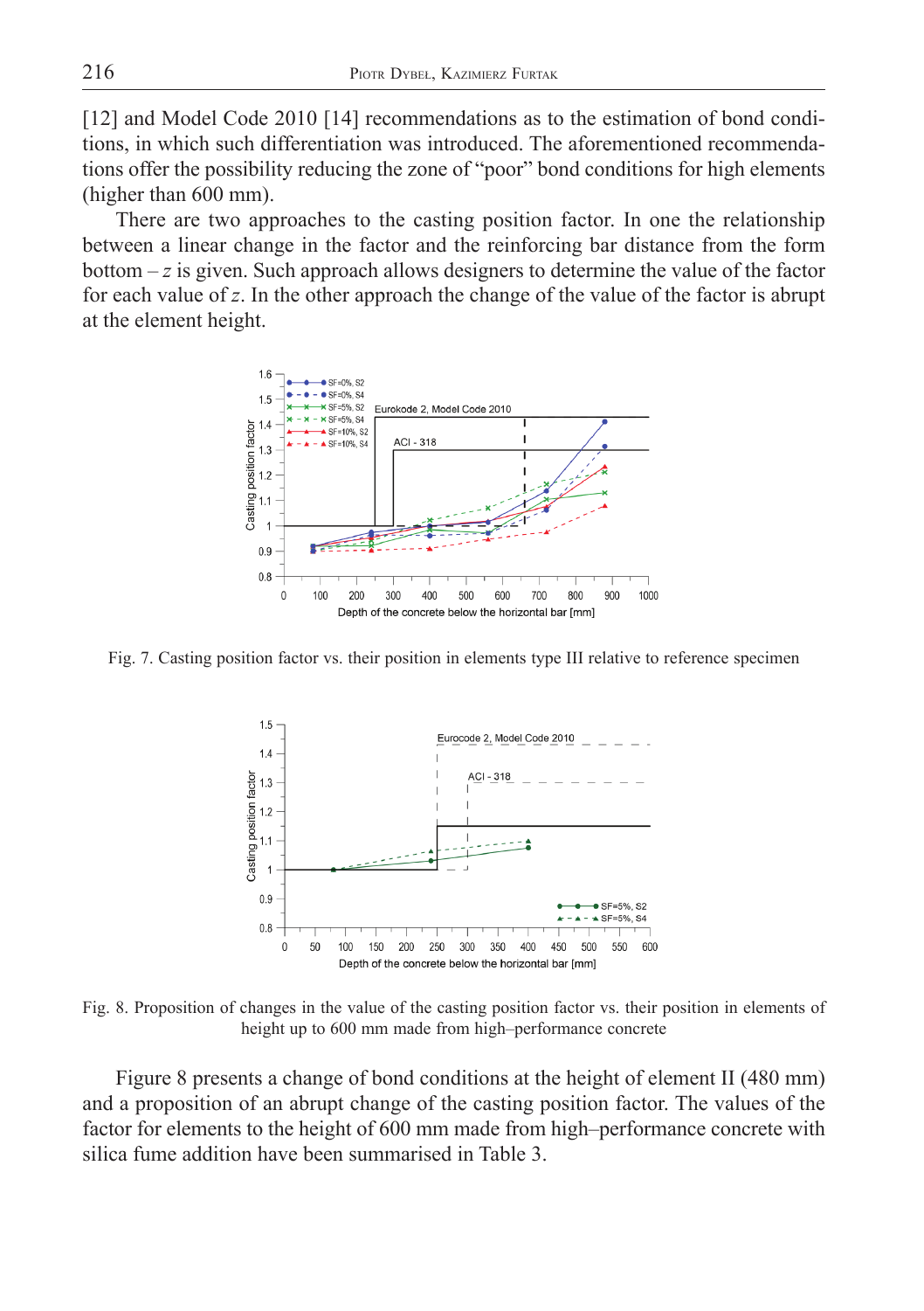[12] and Model Code 2010 [14] recommendations as to the estimation of bond conditions, in which such differentiation was introduced. The aforementioned recommendations offer the possibility reducing the zone of "poor" bond conditions for high elements (higher than 600 mm).

There are two approaches to the casting position factor. In one the relationship between a linear change in the factor and the reinforcing bar distance from the form bottom – $z$ is given. Such approach allows designers to determine the value of the factor for each value of $z$. In the other approach the change of the value of the factor is abrupt at the element height.

Fig. 7. Casting position factor vs. their position in elements type III relative to reference specimen

Fig. 8. Proposition of changes in the value of the casting position factor vs. their position in elements of height up to 600 mm made from high–performance concrete

Figure 8 presents a change of bond conditions at the height of element II (480 mm) and a proposition of an abrupt change of the casting position factor. The values of the factor for elements to the height of 600 mm made from high–performance concrete with silica fume addition have been summarised in Table 3.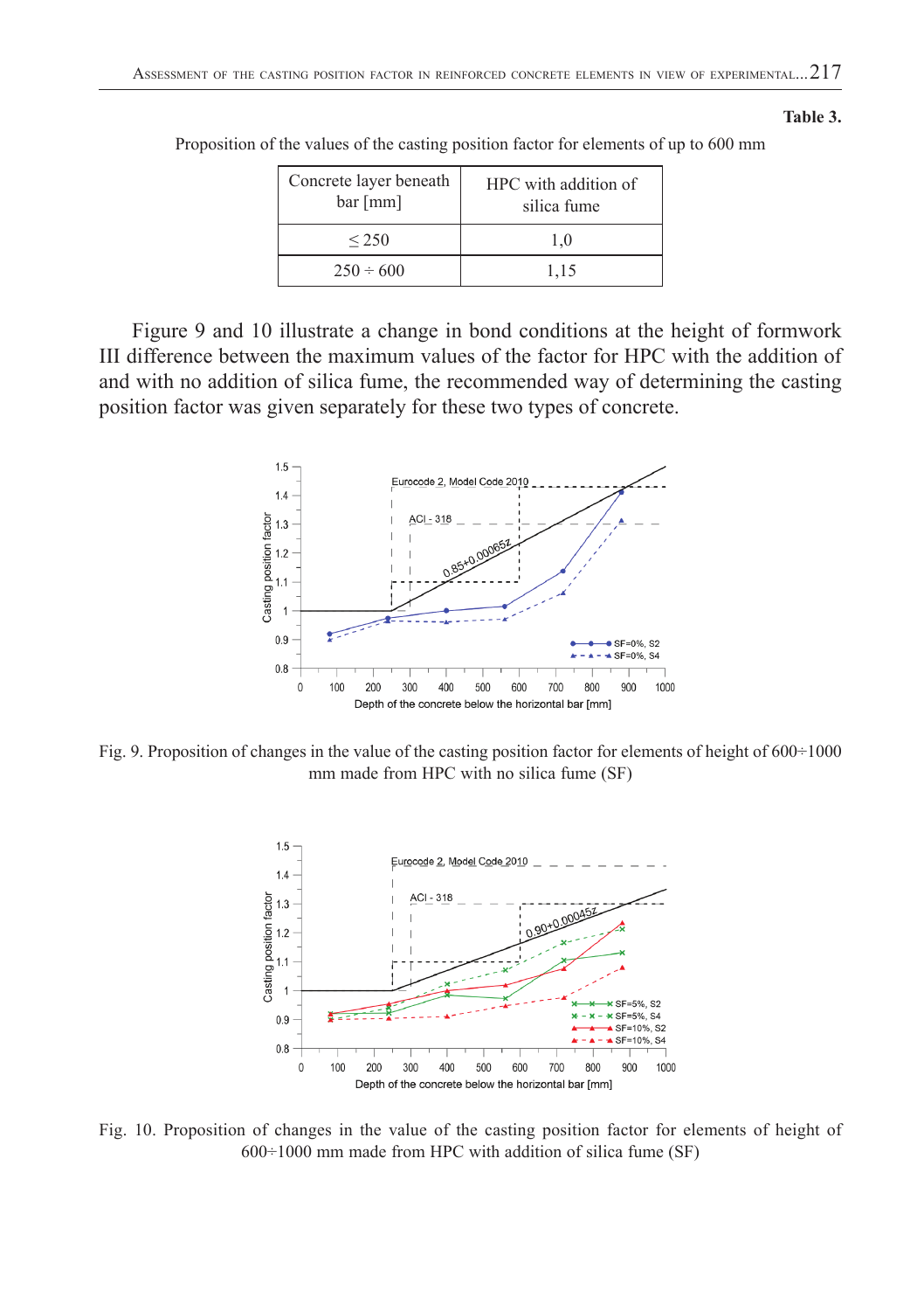**Table 3.**

Proposition of the values of the casting position factor for elements of up to 600 mm

| Concrete layer beneath bar [mm] | HPC with addition of silica fume |
|---|---|
| ≤ 250 | 1,0 |
| 250 ÷ 600 | 1,15 |

Figure 9 and 10 illustrate a change in bond conditions at the height of formwork III difference between the maximum values of the factor for HPC with the addition of and with no addition of silica fume, the recommended way of determining the casting position factor was given separately for these two types of concrete.

Fig. 9. Proposition of changes in the value of the casting position factor for elements of height of 600÷1000 mm made from HPC with no silica fume (SF)

Fig. 10. Proposition of changes in the value of the casting position factor for elements of height of 600÷1000 mm made from HPC with addition of silica fume (SF)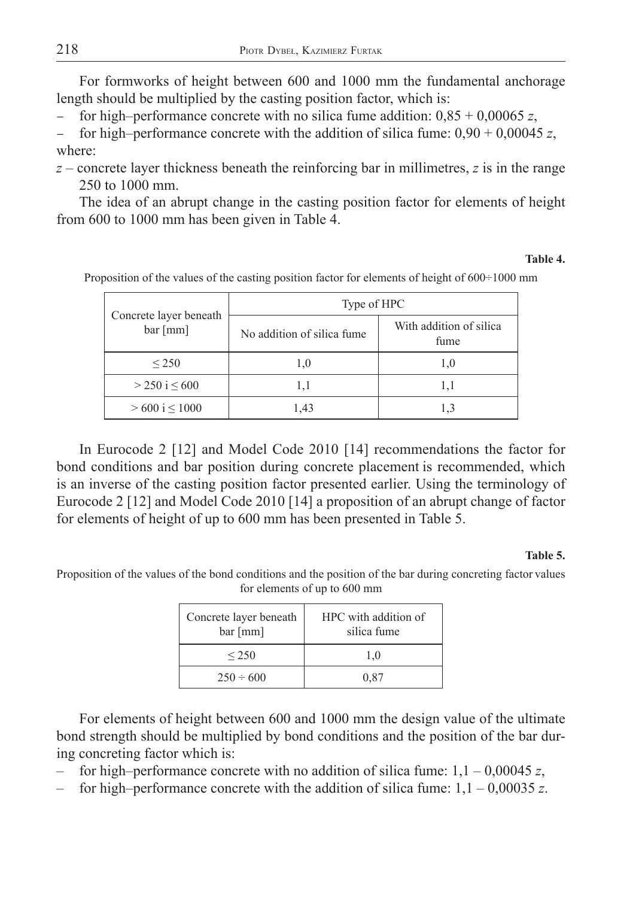For formworks of height between 600 and 1000 mm the fundamental anchorage length should be multiplied by the casting position factor, which is:

- for high–performance concrete with no silica fume addition: $0{,}85 + 0{,}00065\,z$,
- for high–performance concrete with the addition of silica fume: $0{,}90 + 0{,}00045\,z$,

where:

$z$ – concrete layer thickness beneath the reinforcing bar in millimetres, $z$ is in the range 250 to 1000 mm.

The idea of an abrupt change in the casting position factor for elements of height from 600 to 1000 mm has been given in Table 4.

**Table 4.**

Proposition of the values of the casting position factor for elements of height of 600÷1000 mm

| Concrete layer beneath bar [mm] | Type of HPC | |
|---|---|---|
| | No addition of silica fume | With addition of silica fume |
| ≤ 250 | 1,0 | 1,0 |
| > 250 i ≤ 600 | 1,1 | 1,1 |
| > 600 i ≤ 1000 | 1,43 | 1,3 |

In Eurocode 2 [12] and Model Code 2010 [14] recommendations the factor for bond conditions and bar position during concrete placement is recommended, which is an inverse of the casting position factor presented earlier. Using the terminology of Eurocode 2 [12] and Model Code 2010 [14] a proposition of an abrupt change of factor for elements of height of up to 600 mm has been presented in Table 5.

**Table 5.**

Proposition of the values of the bond conditions and the position of the bar during concreting factor values for elements of up to 600 mm

| Concrete layer beneath bar [mm] | HPC with addition of silica fume |
|---|---|
| ≤ 250 | 1,0 |
| 250 ÷ 600 | 0,87 |

For elements of height between 600 and 1000 mm the design value of the ultimate bond strength should be multiplied by bond conditions and the position of the bar during concreting factor which is:

- for high–performance concrete with no addition of silica fume: $1{,}1 - 0{,}00045\,z$,
- for high–performance concrete with the addition of silica fume: $1{,}1 - 0{,}00035\,z$.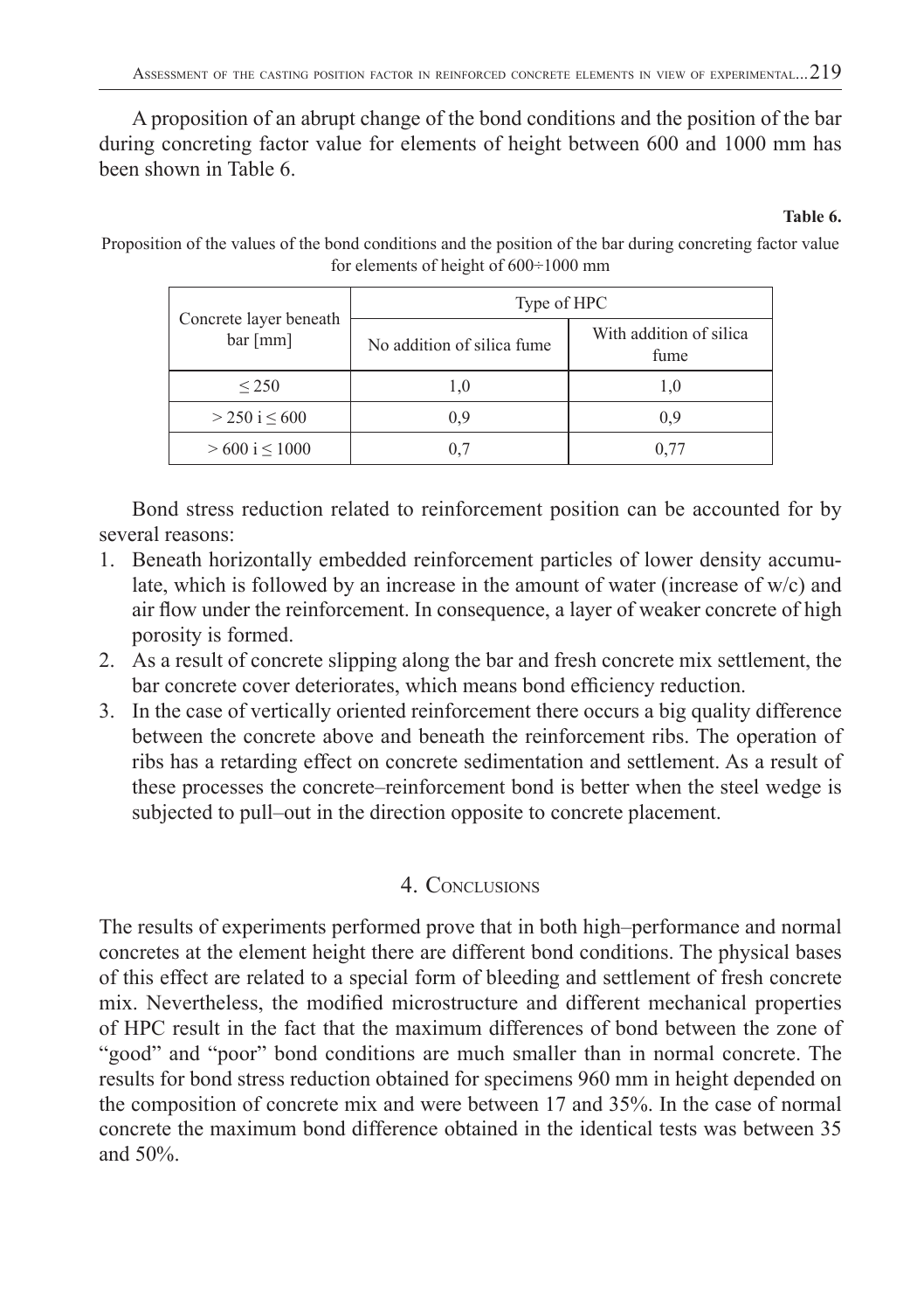A proposition of an abrupt change of the bond conditions and the position of the bar during concreting factor value for elements of height between 600 and 1000 mm has been shown in Table 6.

**Table 6.**

Proposition of the values of the bond conditions and the position of the bar during concreting factor value for elements of height of 600÷1000 mm

| Concrete layer beneath bar [mm] | Type of HPC | |
|---|---|---|
| | No addition of silica fume | With addition of silica fume |
| ≤ 250 | 1,0 | 1,0 |
| > 250 i ≤ 600 | 0,9 | 0,9 |
| > 600 i ≤ 1000 | 0,7 | 0,77 |

Bond stress reduction related to reinforcement position can be accounted for by several reasons:

1. Beneath horizontally embedded reinforcement particles of lower density accumulate, which is followed by an increase in the amount of water (increase of w/c) and air flow under the reinforcement. In consequence, a layer of weaker concrete of high porosity is formed.
2. As a result of concrete slipping along the bar and fresh concrete mix settlement, the bar concrete cover deteriorates, which means bond efficiency reduction.
3. In the case of vertically oriented reinforcement there occurs a big quality difference between the concrete above and beneath the reinforcement ribs. The operation of ribs has a retarding effect on concrete sedimentation and settlement. As a result of these processes the concrete–reinforcement bond is better when the steel wedge is subjected to pull–out in the direction opposite to concrete placement.

## 4. Conclusions

The results of experiments performed prove that in both high–performance and normal concretes at the element height there are different bond conditions. The physical bases of this effect are related to a special form of bleeding and settlement of fresh concrete mix. Nevertheless, the modified microstructure and different mechanical properties of HPC result in the fact that the maximum differences of bond between the zone of "good" and "poor" bond conditions are much smaller than in normal concrete. The results for bond stress reduction obtained for specimens 960 mm in height depended on the composition of concrete mix and were between 17 and 35%. In the case of normal concrete the maximum bond difference obtained in the identical tests was between 35 and 50%.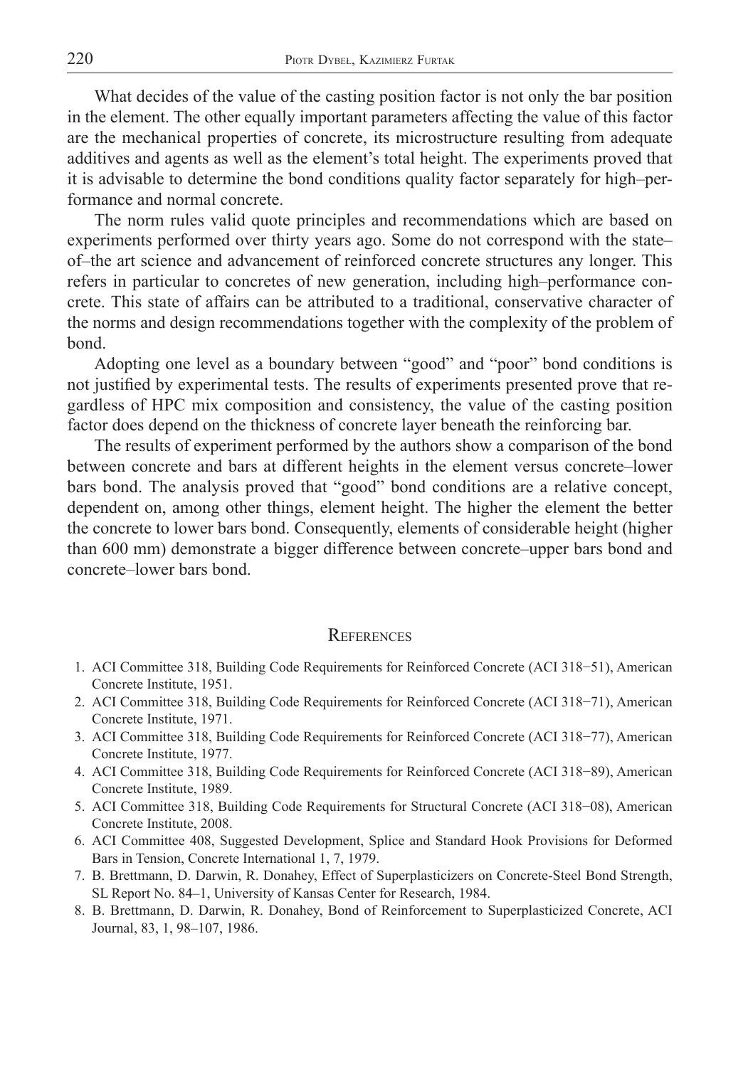What decides of the value of the casting position factor is not only the bar position in the element. The other equally important parameters affecting the value of this factor are the mechanical properties of concrete, its microstructure resulting from adequate additives and agents as well as the element's total height. The experiments proved that it is advisable to determine the bond conditions quality factor separately for high–performance and normal concrete.

The norm rules valid quote principles and recommendations which are based on experiments performed over thirty years ago. Some do not correspond with the state–of–the art science and advancement of reinforced concrete structures any longer. This refers in particular to concretes of new generation, including high–performance concrete. This state of affairs can be attributed to a traditional, conservative character of the norms and design recommendations together with the complexity of the problem of bond.

Adopting one level as a boundary between "good" and "poor" bond conditions is not justified by experimental tests. The results of experiments presented prove that regardless of HPC mix composition and consistency, the value of the casting position factor does depend on the thickness of concrete layer beneath the reinforcing bar.

The results of experiment performed by the authors show a comparison of the bond between concrete and bars at different heights in the element versus concrete–lower bars bond. The analysis proved that "good" bond conditions are a relative concept, dependent on, among other things, element height. The higher the element the better the concrete to lower bars bond. Consequently, elements of considerable height (higher than 600 mm) demonstrate a bigger difference between concrete–upper bars bond and concrete–lower bars bond.

## References

1. ACI Committee 318, Building Code Requirements for Reinforced Concrete (ACI 318−51), American Concrete Institute, 1951.
2. ACI Committee 318, Building Code Requirements for Reinforced Concrete (ACI 318−71), American Concrete Institute, 1971.
3. ACI Committee 318, Building Code Requirements for Reinforced Concrete (ACI 318−77), American Concrete Institute, 1977.
4. ACI Committee 318, Building Code Requirements for Reinforced Concrete (ACI 318−89), American Concrete Institute, 1989.
5. ACI Committee 318, Building Code Requirements for Structural Concrete (ACI 318−08), American Concrete Institute, 2008.
6. ACI Committee 408, Suggested Development, Splice and Standard Hook Provisions for Deformed Bars in Tension, Concrete International 1, 7, 1979.
7. B. Brettmann, D. Darwin, R. Donahey, Effect of Superplasticizers on Concrete-Steel Bond Strength, SL Report No. 84–1, University of Kansas Center for Research, 1984.
8. B. Brettmann, D. Darwin, R. Donahey, Bond of Reinforcement to Superplasticized Concrete, ACI Journal, 83, 1, 98–107, 1986.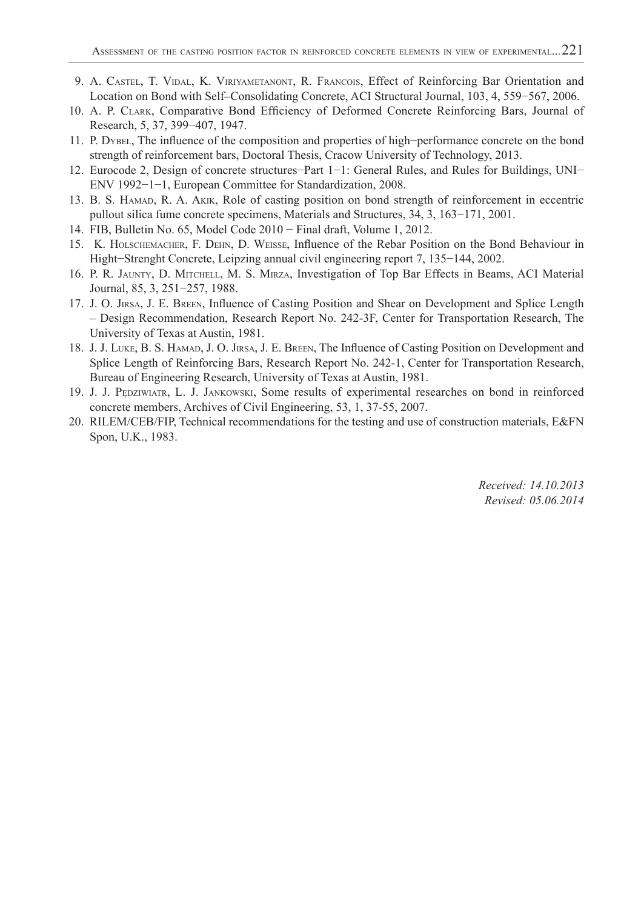9. A. Castel, T. Vidal, K. Viriyametanont, R. Francois, Effect of Reinforcing Bar Orientation and Location on Bond with Self–Consolidating Concrete, ACI Structural Journal, 103, 4, 559−567, 2006.
10. A. P. Clark, Comparative Bond Efficiency of Deformed Concrete Reinforcing Bars, Journal of Research, 5, 37, 399−407, 1947.
11. P. Dybeł, The influence of the composition and properties of high−performance concrete on the bond strength of reinforcement bars, Doctoral Thesis, Cracow University of Technology, 2013.
12. Eurocode 2, Design of concrete structures−Part 1−1: General Rules, and Rules for Buildings, UNI−ENV 1992−1−1, European Committee for Standardization, 2008.
13. B. S. Hamad, R. A. Akik, Role of casting position on bond strength of reinforcement in eccentric pullout silica fume concrete specimens, Materials and Structures, 34, 3, 163−171, 2001.
14. FIB, Bulletin No. 65, Model Code 2010 − Final draft, Volume 1, 2012.
15. K. Holschemacher, F. Dehn, D. Weisse, Influence of the Rebar Position on the Bond Behaviour in Hight−Strenght Concrete, Leipzing annual civil engineering report 7, 135−144, 2002.
16. P. R. Jaunty, D. Mitchell, M. S. Mirza, Investigation of Top Bar Effects in Beams, ACI Material Journal, 85, 3, 251−257, 1988.
17. J. O. Jirsa, J. E. Breen, Influence of Casting Position and Shear on Development and Splice Length – Design Recommendation, Research Report No. 242-3F, Center for Transportation Research, The University of Texas at Austin, 1981.
18. J. J. Luke, B. S. Hamad, J. O. Jirsa, J. E. Breen, The Influence of Casting Position on Development and Splice Length of Reinforcing Bars, Research Report No. 242-1, Center for Transportation Research, Bureau of Engineering Research, University of Texas at Austin, 1981.
19. J. J. Pędziwiatr, L. J. Jankowski, Some results of experimental researches on bond in reinforced concrete members, Archives of Civil Engineering, 53, 1, 37-55, 2007.
20. RILEM/CEB/FIP, Technical recommendations for the testing and use of construction materials, E&FN Spon, U.K., 1983.

*Received: 14.10.2013*
*Revised: 05.06.2014*